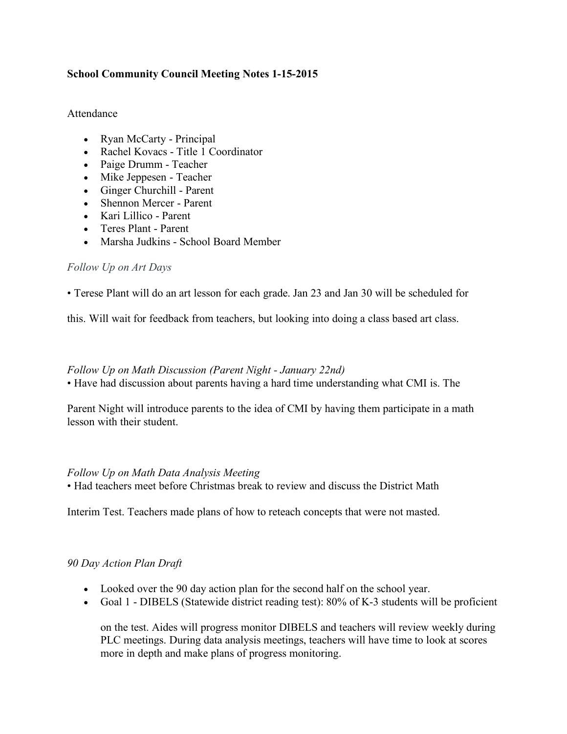**School Community Council Meeting Notes 1-15-2015**

Attendance

- Ryan McCarty - Principal
- Rachel Kovacs - Title 1 Coordinator
- Paige Drumm - Teacher
- Mike Jeppesen - Teacher
- Ginger Churchill - Parent
- Shennon Mercer - Parent
- Kari Lillico - Parent
- Teres Plant - Parent
- Marsha Judkins - School Board Member

*Follow Up on Art Days*

• Terese Plant will do an art lesson for each grade. Jan 23 and Jan 30 will be scheduled for this. Will wait for feedback from teachers, but looking into doing a class based art class.

*Follow Up on Math Discussion (Parent Night - January 22nd)*

• Have had discussion about parents having a hard time understanding what CMI is. The Parent Night will introduce parents to the idea of CMI by having them participate in a math lesson with their student.

*Follow Up on Math Data Analysis Meeting*

• Had teachers meet before Christmas break to review and discuss the District Math Interim Test. Teachers made plans of how to reteach concepts that were not masted.

*90 Day Action Plan Draft*

- Looked over the 90 day action plan for the second half on the school year.
- Goal 1 - DIBELS (Statewide district reading test): 80% of K-3 students will be proficient on the test. Aides will progress monitor DIBELS and teachers will review weekly during PLC meetings. During data analysis meetings, teachers will have time to look at scores more in depth and make plans of progress monitoring.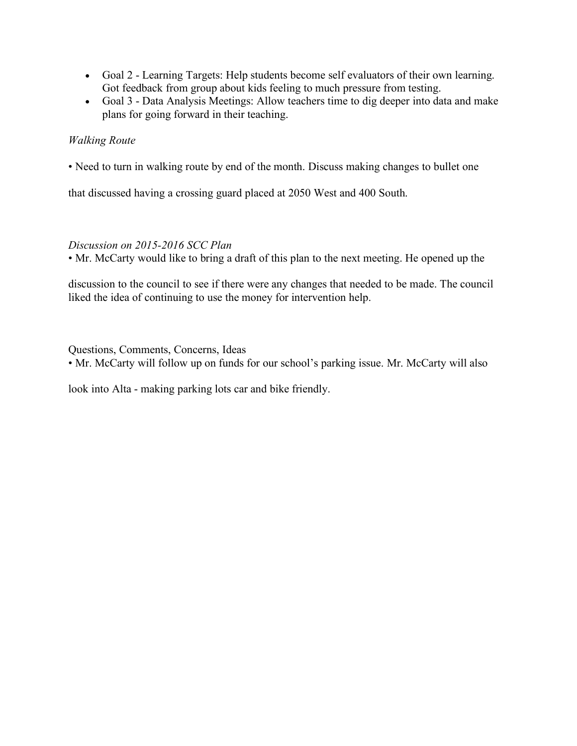- Goal 2 - Learning Targets: Help students become self evaluators of their own learning. Got feedback from group about kids feeling to much pressure from testing.
- Goal 3 - Data Analysis Meetings: Allow teachers time to dig deeper into data and make plans for going forward in their teaching.

*Walking Route*

• Need to turn in walking route by end of the month. Discuss making changes to bullet one that discussed having a crossing guard placed at 2050 West and 400 South.

*Discussion on 2015-2016 SCC Plan*

• Mr. McCarty would like to bring a draft of this plan to the next meeting. He opened up the discussion to the council to see if there were any changes that needed to be made. The council liked the idea of continuing to use the money for intervention help.

Questions, Comments, Concerns, Ideas

• Mr. McCarty will follow up on funds for our school's parking issue. Mr. McCarty will also look into Alta - making parking lots car and bike friendly.